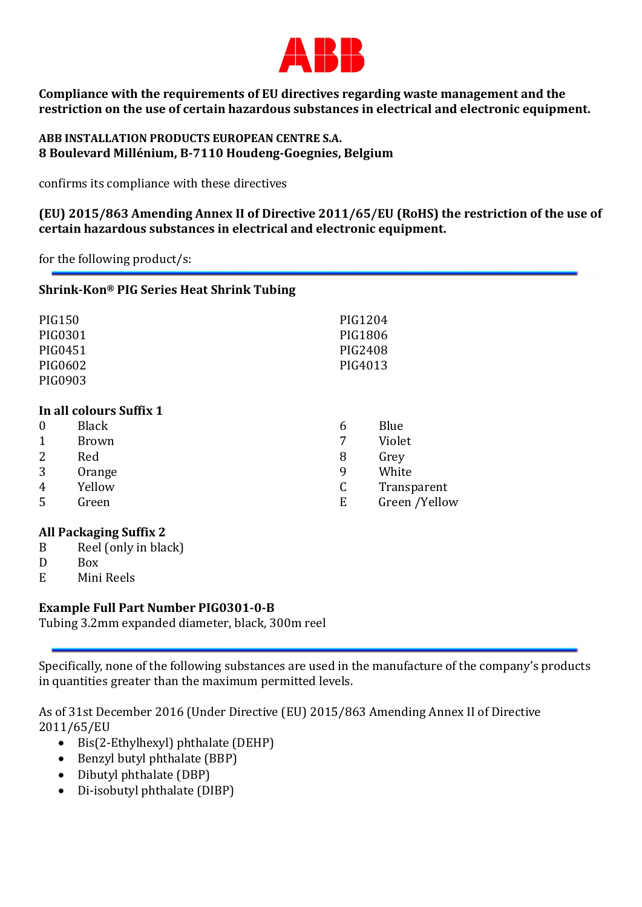ABB

**Compliance with the requirements of EU directives regarding waste management and the restriction on the use of certain hazardous substances in electrical and electronic equipment.**

**ABB INSTALLATION PRODUCTS EUROPEAN CENTRE S.A.**
**8 Boulevard Millénium, B-7110 Houdeng-Goegnies, Belgium**

confirms its compliance with these directives

**(EU) 2015/863 Amending Annex II of Directive 2011/65/EU (RoHS) the restriction of the use of certain hazardous substances in electrical and electronic equipment.**

for the following product/s:

---

**Shrink-Kon® PIG Series Heat Shrink Tubing**

PIG150
PIG0301
PIG0451
PIG0602
PIG0903
PIG1204
PIG1806
PIG2408
PIG4013

**In all colours Suffix 1**

| | |
|---|---|
| 0 | Black |
| 1 | Brown |
| 2 | Red |
| 3 | Orange |
| 4 | Yellow |
| 5 | Green |
| 6 | Blue |
| 7 | Violet |
| 8 | Grey |
| 9 | White |
| C | Transparent |
| E | Green /Yellow |

**All Packaging Suffix 2**

| | |
|---|---|
| B | Reel (only in black) |
| D | Box |
| E | Mini Reels |

**Example Full Part Number PIG0301-0-B**
Tubing 3.2mm expanded diameter, black, 300m reel

---

Specifically, none of the following substances are used in the manufacture of the company's products in quantities greater than the maximum permitted levels.

As of 31st December 2016 (Under Directive (EU) 2015/863 Amending Annex II of Directive 2011/65/EU

- Bis(2-Ethylhexyl) phthalate (DEHP)
- Benzyl butyl phthalate (BBP)
- Dibutyl phthalate (DBP)
- Di-isobutyl phthalate (DIBP)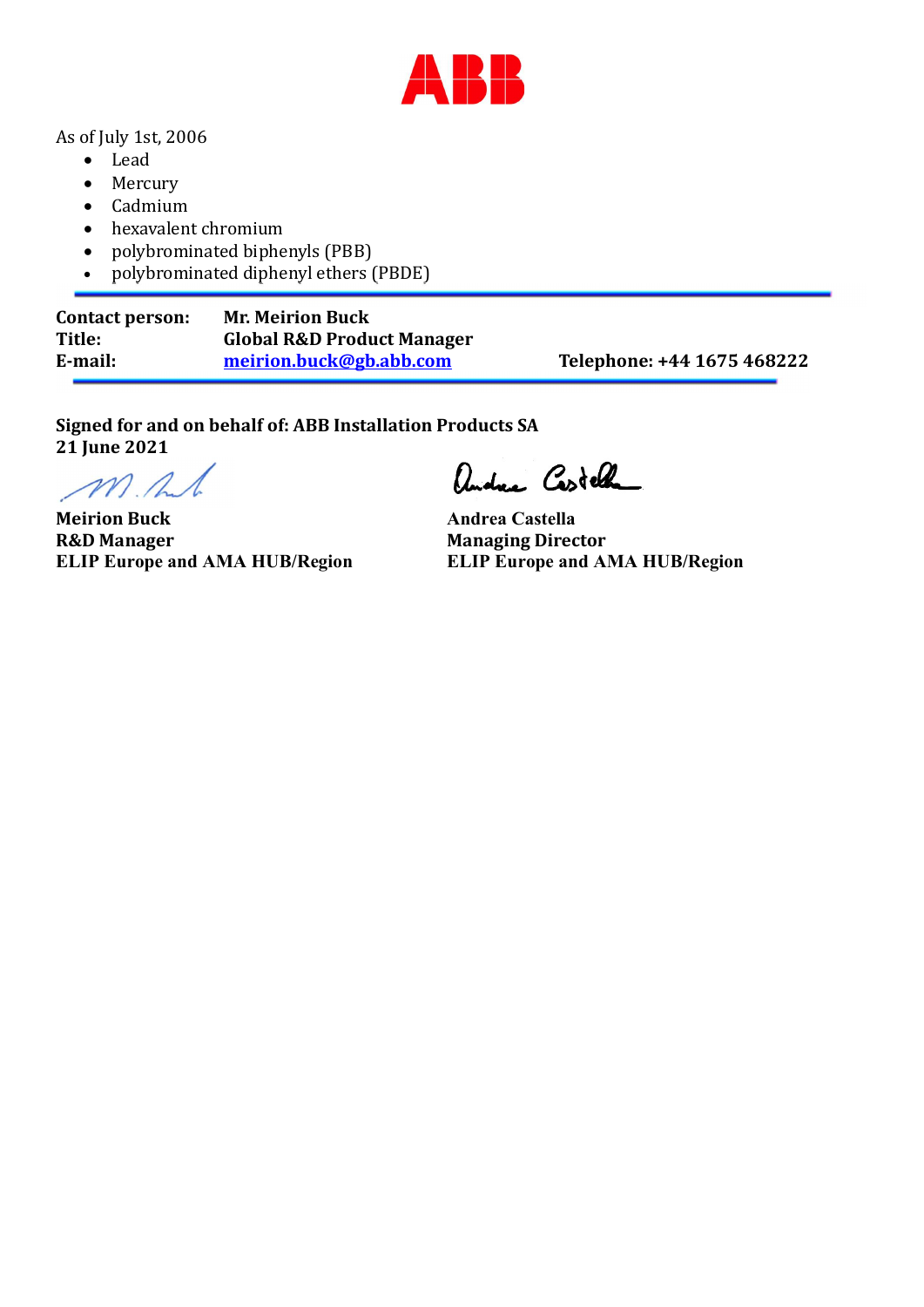ABB

As of July 1st, 2006

- Lead
- Mercury
- Cadmium
- hexavalent chromium
- polybrominated biphenyls (PBB)
- polybrominated diphenyl ethers (PBDE)

---

**Contact person:** **Mr. Meirion Buck**
**Title:** **Global R&D Product Manager**
**E-mail:** **meirion.buck@gb.abb.com** **Telephone: +44 1675 468222**

---

**Signed for and on behalf of: ABB Installation Products SA**
**21 June 2021**

**Meirion Buck**
**R&D Manager**
**ELIP Europe and AMA HUB/Region**

**Andrea Castella**
**Managing Director**
**ELIP Europe and AMA HUB/Region**